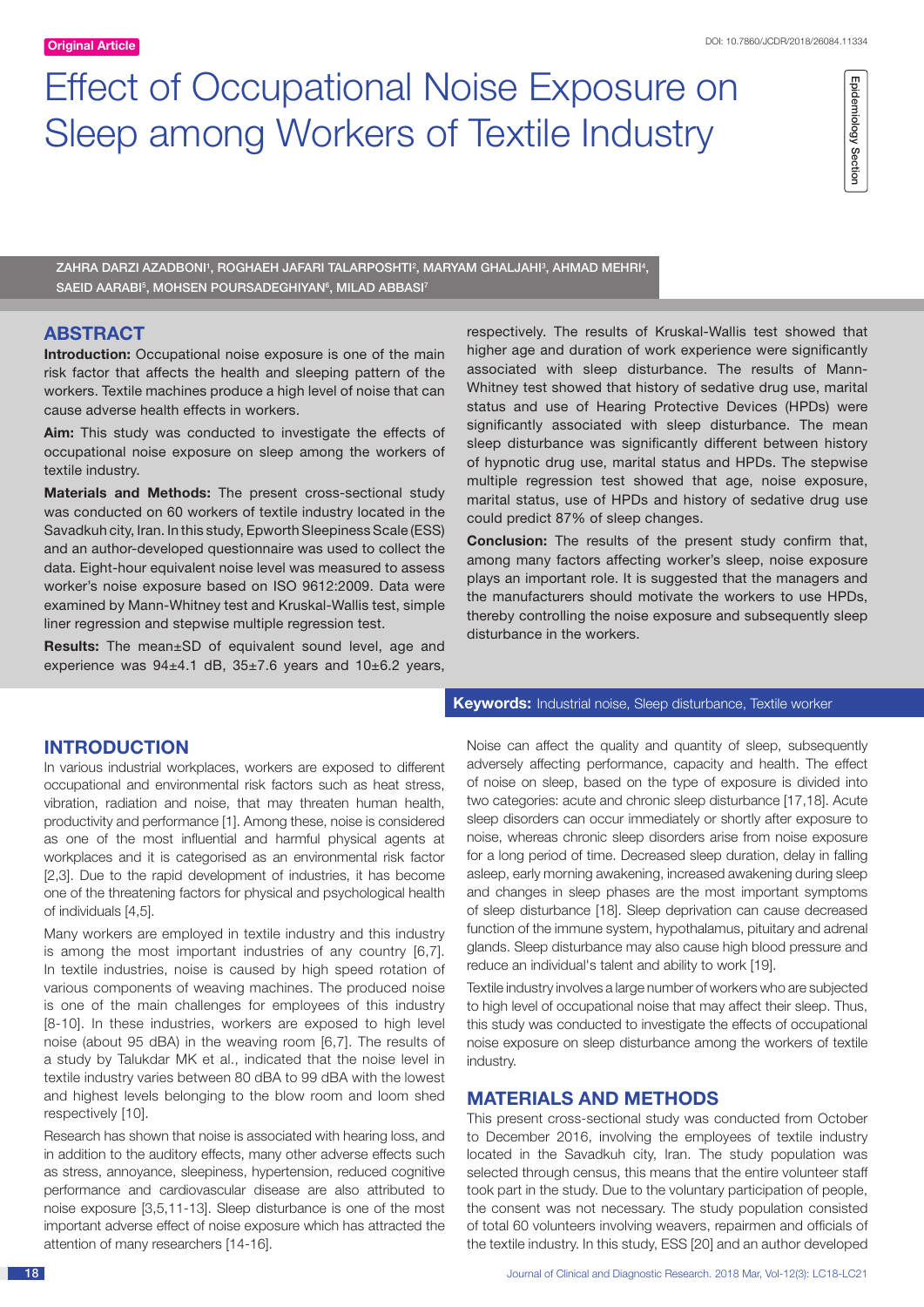Original Article

Epidemiology Section

# Effect of Occupational Noise Exposure on Sleep among Workers of Textile Industry

ZAHRA DARZI AZADBONI[1], ROGHAEH JAFARI TALARPOSHTI[2], MARYAM GHALJAHI[3], AHMAD MEHRI[4], SAEID AARABI[5], MOHSEN POURSADEGHIYAN[6], MILAD ABBASI[7]

## ABSTRACT

**Introduction:** Occupational noise exposure is one of the main risk factor that affects the health and sleeping pattern of the workers. Textile machines produce a high level of noise that can cause adverse health effects in workers.

**Aim:** This study was conducted to investigate the effects of occupational noise exposure on sleep among the workers of textile industry.

**Materials and Methods:** The present cross-sectional study was conducted on 60 workers of textile industry located in the Savadkuh city, Iran. In this study, Epworth Sleepiness Scale (ESS) and an author-developed questionnaire was used to collect the data. Eight-hour equivalent noise level was measured to assess worker's noise exposure based on ISO 9612:2009. Data were examined by Mann-Whitney test and Kruskal-Wallis test, simple liner regression and stepwise multiple regression test.

**Results:** The mean±SD of equivalent sound level, age and experience was 94±4.1 dB, 35±7.6 years and 10±6.2 years, respectively. The results of Kruskal-Wallis test showed that higher age and duration of work experience were significantly associated with sleep disturbance. The results of Mann-Whitney test showed that history of sedative drug use, marital status and use of Hearing Protective Devices (HPDs) were significantly associated with sleep disturbance. The mean sleep disturbance was significantly different between history of hypnotic drug use, marital status and HPDs. The stepwise multiple regression test showed that age, noise exposure, marital status, use of HPDs and history of sedative drug use could predict 87% of sleep changes.

**Conclusion:** The results of the present study confirm that, among many factors affecting worker's sleep, noise exposure plays an important role. It is suggested that the managers and the manufacturers should motivate the workers to use HPDs, thereby controlling the noise exposure and subsequently sleep disturbance in the workers.

**Keywords:** Industrial noise, Sleep disturbance, Textile worker

## INTRODUCTION

In various industrial workplaces, workers are exposed to different occupational and environmental risk factors such as heat stress, vibration, radiation and noise, that may threaten human health, productivity and performance [1]. Among these, noise is considered as one of the most influential and harmful physical agents at workplaces and it is categorised as an environmental risk factor [2,3]. Due to the rapid development of industries, it has become one of the threatening factors for physical and psychological health of individuals [4,5].

Many workers are employed in textile industry and this industry is among the most important industries of any country [6,7]. In textile industries, noise is caused by high speed rotation of various components of weaving machines. The produced noise is one of the main challenges for employees of this industry [8-10]. In these industries, workers are exposed to high level noise (about 95 dBA) in the weaving room [6,7]. The results of a study by Talukdar MK et al., indicated that the noise level in textile industry varies between 80 dBA to 99 dBA with the lowest and highest levels belonging to the blow room and loom shed respectively [10].

Research has shown that noise is associated with hearing loss, and in addition to the auditory effects, many other adverse effects such as stress, annoyance, sleepiness, hypertension, reduced cognitive performance and cardiovascular disease are also attributed to noise exposure [3,5,11-13]. Sleep disturbance is one of the most important adverse effect of noise exposure which has attracted the attention of many researchers [14-16].

Noise can affect the quality and quantity of sleep, subsequently adversely affecting performance, capacity and health. The effect of noise on sleep, based on the type of exposure is divided into two categories: acute and chronic sleep disturbance [17,18]. Acute sleep disorders can occur immediately or shortly after exposure to noise, whereas chronic sleep disorders arise from noise exposure for a long period of time. Decreased sleep duration, delay in falling asleep, early morning awakening, increased awakening during sleep and changes in sleep phases are the most important symptoms of sleep disturbance [18]. Sleep deprivation can cause decreased function of the immune system, hypothalamus, pituitary and adrenal glands. Sleep disturbance may also cause high blood pressure and reduce an individual's talent and ability to work [19].

Textile industry involves a large number of workers who are subjected to high level of occupational noise that may affect their sleep. Thus, this study was conducted to investigate the effects of occupational noise exposure on sleep disturbance among the workers of textile industry.

## MATERIALS AND METHODS

This present cross-sectional study was conducted from October to December 2016, involving the employees of textile industry located in the Savadkuh city, Iran. The study population was selected through census, this means that the entire volunteer staff took part in the study. Due to the voluntary participation of people, the consent was not necessary. The study population consisted of total 60 volunteers involving weavers, repairmen and officials of the textile industry. In this study, ESS [20] and an author developed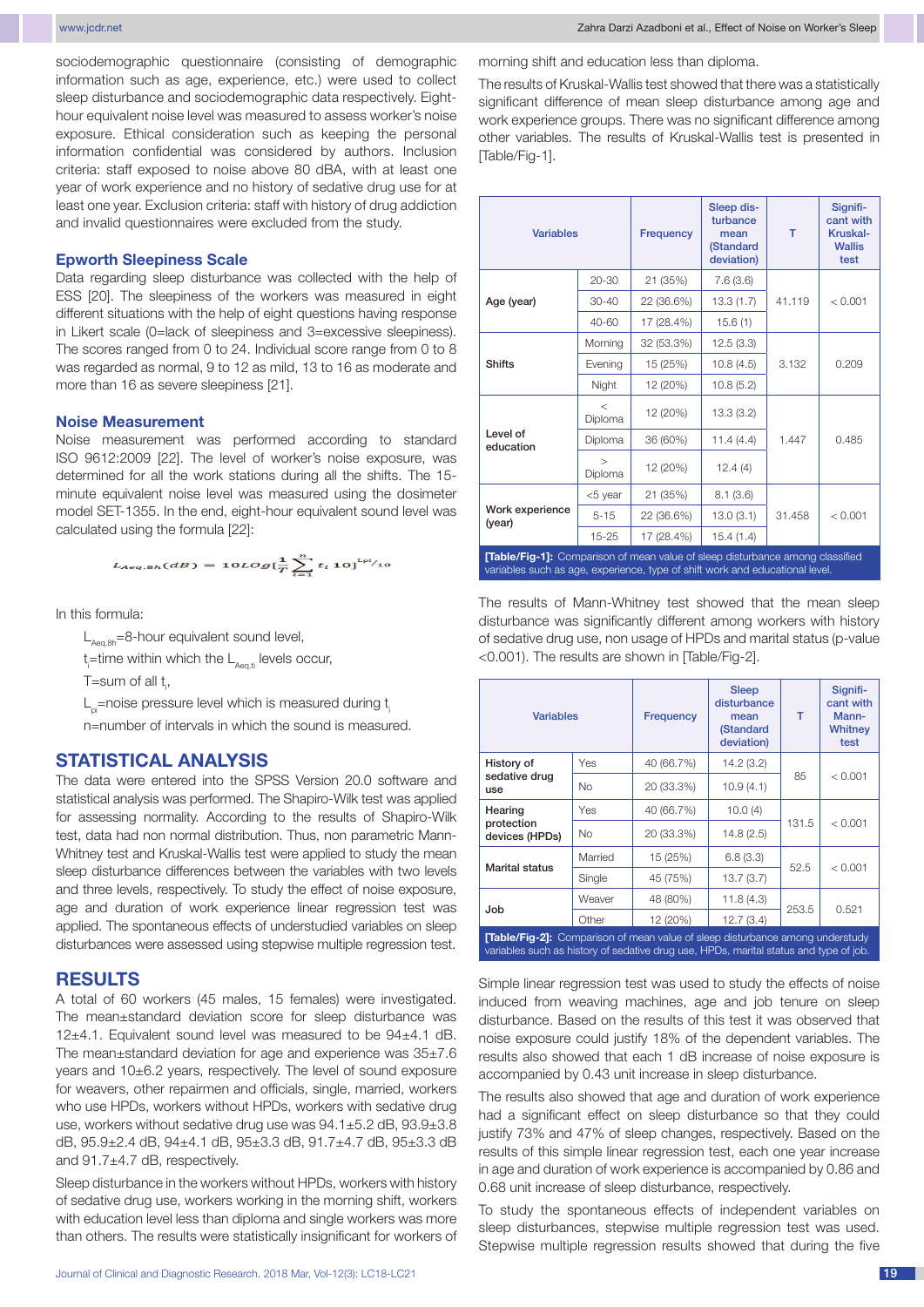sociodemographic questionnaire (consisting of demographic information such as age, experience, etc.) were used to collect sleep disturbance and sociodemographic data respectively. Eight-hour equivalent noise level was measured to assess worker's noise exposure. Ethical consideration such as keeping the personal information confidential was considered by authors. Inclusion criteria: staff exposed to noise above 80 dBA, with at least one year of work experience and no history of sedative drug use for at least one year. Exclusion criteria: staff with history of drug addiction and invalid questionnaires were excluded from the study.

### Epworth Sleepiness Scale

Data regarding sleep disturbance was collected with the help of ESS [20]. The sleepiness of the workers was measured in eight different situations with the help of eight questions having response in Likert scale (0=lack of sleepiness and 3=excessive sleepiness). The scores ranged from 0 to 24. Individual score range from 0 to 8 was regarded as normal, 9 to 12 as mild, 13 to 16 as moderate and more than 16 as severe sleepiness [21].

### Noise Measurement

Noise measurement was performed according to standard ISO 9612:2009 [22]. The level of worker's noise exposure, was determined for all the work stations during all the shifts. The 15-minute equivalent noise level was measured using the dosimeter model SET-1355. In the end, eight-hour equivalent sound level was calculated using the formula [22]:

$$L_{Aeq.8h}(dB) = 10Log\left[\frac{1}{T}\sum_{i=1}^{n} t_i\, 10^{L_{pi}/10}\right]$$

In this formula:

$L_{Aeq.8h}$=8-hour equivalent sound level,

$t_i$=time within which the $L_{Aeq.ti}$ levels occur,

T=sum of all $t_i$,

$L_{pi}$=noise pressure level which is measured during $t_i$

n=number of intervals in which the sound is measured.

## STATISTICAL ANALYSIS

The data were entered into the SPSS Version 20.0 software and statistical analysis was performed. The Shapiro-Wilk test was applied for assessing normality. According to the results of Shapiro-Wilk test, data had non normal distribution. Thus, non parametric Mann-Whitney test and Kruskal-Wallis test were applied to study the mean sleep disturbance differences between the variables with two levels and three levels, respectively. To study the effect of noise exposure, age and duration of work experience linear regression test was applied. The spontaneous effects of understudied variables on sleep disturbances were assessed using stepwise multiple regression test.

## RESULTS

A total of 60 workers (45 males, 15 females) were investigated. The mean±standard deviation score for sleep disturbance was 12±4.1. Equivalent sound level was measured to be 94±4.1 dB. The mean±standard deviation for age and experience was 35±7.6 years and 10±6.2 years, respectively. The level of sound exposure for weavers, other repairmen and officials, single, married, workers who use HPDs, workers without HPDs, workers with sedative drug use, workers without sedative drug use was 94.1±5.2 dB, 93.9±3.8 dB, 95.9±2.4 dB, 94±4.1 dB, 95±3.3 dB, 91.7±4.7 dB, 95±3.3 dB and 91.7±4.7 dB, respectively.

Sleep disturbance in the workers without HPDs, workers with history of sedative drug use, workers working in the morning shift, workers with education level less than diploma and single workers was more than others. The results were statistically insignificant for workers of morning shift and education less than diploma.

The results of Kruskal-Wallis test showed that there was a statistically significant difference of mean sleep disturbance among age and work experience groups. There was no significant difference among other variables. The results of Kruskal-Wallis test is presented in [Table/Fig-1].

| Variables | | Frequency | Sleep disturbance mean (Standard deviation) | T | Significant with Kruskal-Wallis test |
|---|---|---|---|---|---|
| Age (year) | 20-30 | 21 (35%) | 7.6 (3.6) | 41.119 | < 0.001 |
| | 30-40 | 22 (36.6%) | 13.3 (1.7) | | |
| | 40-60 | 17 (28.4%) | 15.6 (1) | | |
| Shifts | Morning | 32 (53.3%) | 12.5 (3.3) | 3.132 | 0.209 |
| | Evening | 15 (25%) | 10.8 (4.5) | | |
| | Night | 12 (20%) | 10.8 (5.2) | | |
| Level of education | < Diploma | 12 (20%) | 13.3 (3.2) | 1.447 | 0.485 |
| | Diploma | 36 (60%) | 11.4 (4.4) | | |
| | > Diploma | 12 (20%) | 12.4 (4) | | |
| Work experience (year) | <5 year | 21 (35%) | 8.1 (3.6) | 31.458 | < 0.001 |
| | 5-15 | 22 (36.6%) | 13.0 (3.1) | | |
| | 15-25 | 17 (28.4%) | 15.4 (1.4) | | |

**[Table/Fig-1]:** Comparison of mean value of sleep disturbance among classified variables such as age, experience, type of shift work and educational level.

The results of Mann-Whitney test showed that the mean sleep disturbance was significantly different among workers with history of sedative drug use, non usage of HPDs and marital status (p-value <0.001). The results are shown in [Table/Fig-2].

| Variables | | Frequency | Sleep disturbance mean (Standard deviation) | T | Significant with Mann-Whitney test |
|---|---|---|---|---|---|
| History of sedative drug use | Yes | 40 (66.7%) | 14.2 (3.2) | 85 | < 0.001 |
| | No | 20 (33.3%) | 10.9 (4.1) | | |
| Hearing protection devices (HPDs) | Yes | 40 (66.7%) | 10.0 (4) | 131.5 | < 0.001 |
| | No | 20 (33.3%) | 14.8 (2.5) | | |
| Marital status | Married | 15 (25%) | 6.8 (3.3) | 52.5 | < 0.001 |
| | Single | 45 (75%) | 13.7 (3.7) | | |
| Job | Weaver | 48 (80%) | 11.8 (4.3) | 253.5 | 0.521 |
| | Other | 12 (20%) | 12.7 (3.4) | | |

**[Table/Fig-2]:** Comparison of mean value of sleep disturbance among understudy variables such as history of sedative drug use, HPDs, marital status and type of job.

Simple linear regression test was used to study the effects of noise induced from weaving machines, age and job tenure on sleep disturbance. Based on the results of this test it was observed that noise exposure could justify 18% of the dependent variables. The results also showed that each 1 dB increase of noise exposure is accompanied by 0.43 unit increase in sleep disturbance.

The results also showed that age and duration of work experience had a significant effect on sleep disturbance so that they could justify 73% and 47% of sleep changes, respectively. Based on the results of this simple linear regression test, each one year increase in age and duration of work experience is accompanied by 0.86 and 0.68 unit increase of sleep disturbance, respectively.

To study the spontaneous effects of independent variables on sleep disturbances, stepwise multiple regression test was used. Stepwise multiple regression results showed that during the five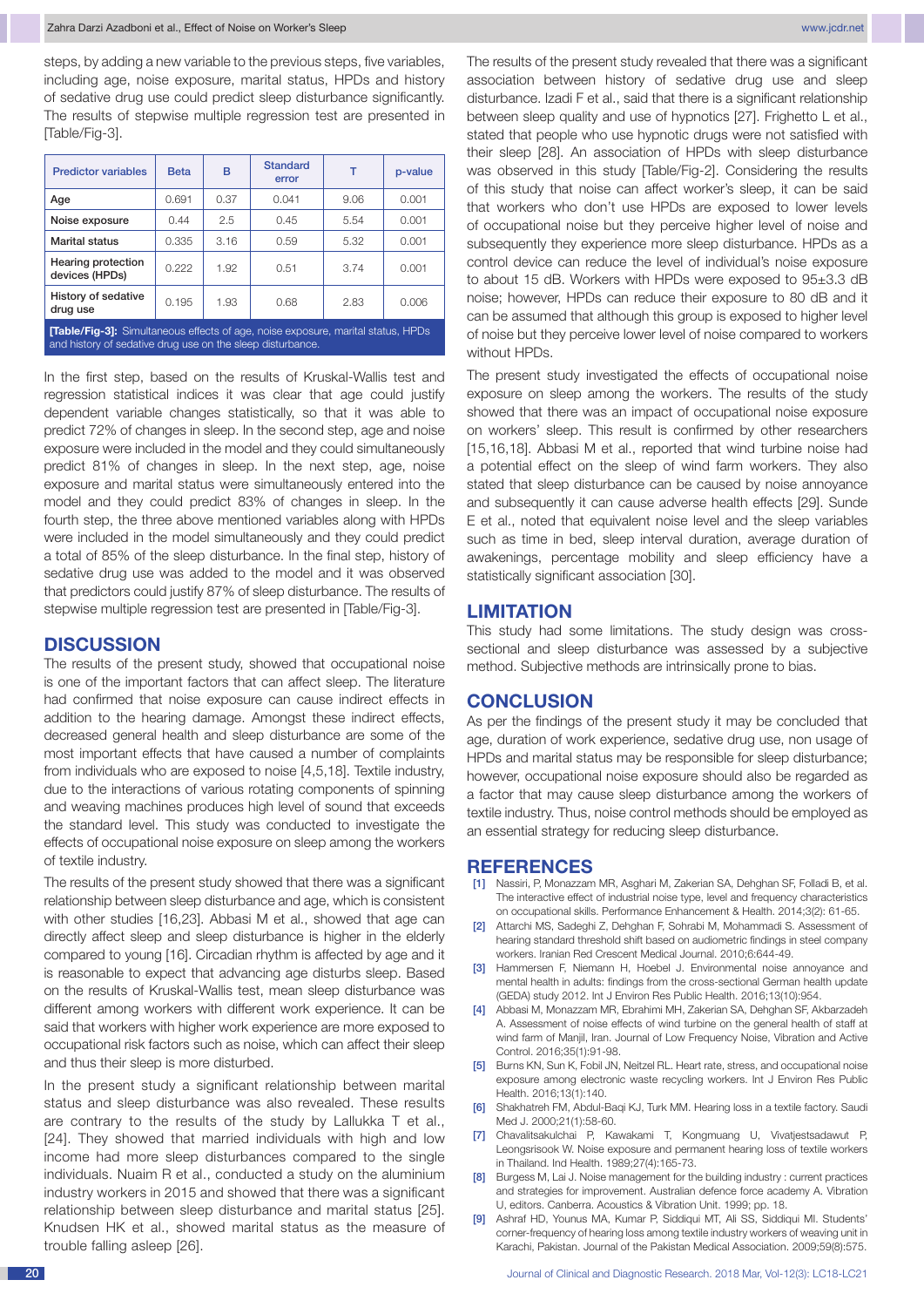steps, by adding a new variable to the previous steps, five variables, including age, noise exposure, marital status, HPDs and history of sedative drug use could predict sleep disturbance significantly. The results of stepwise multiple regression test are presented in [Table/Fig-3].

| Predictor variables | Beta | B | Standard error | T | p-value |
|---|---|---|---|---|---|
| Age | 0.691 | 0.37 | 0.041 | 9.06 | 0.001 |
| Noise exposure | 0.44 | 2.5 | 0.45 | 5.54 | 0.001 |
| Marital status | 0.335 | 3.16 | 0.59 | 5.32 | 0.001 |
| Hearing protection devices (HPDs) | 0.222 | 1.92 | 0.51 | 3.74 | 0.001 |
| History of sedative drug use | 0.195 | 1.93 | 0.68 | 2.83 | 0.006 |

**[Table/Fig-3]:** Simultaneous effects of age, noise exposure, marital status, HPDs and history of sedative drug use on the sleep disturbance.

In the first step, based on the results of Kruskal-Wallis test and regression statistical indices it was clear that age could justify dependent variable changes statistically, so that it was able to predict 72% of changes in sleep. In the second step, age and noise exposure were included in the model and they could simultaneously predict 81% of changes in sleep. In the next step, age, noise exposure and marital status were simultaneously entered into the model and they could predict 83% of changes in sleep. In the fourth step, the three above mentioned variables along with HPDs were included in the model simultaneously and they could predict a total of 85% of the sleep disturbance. In the final step, history of sedative drug use was added to the model and it was observed that predictors could justify 87% of sleep disturbance. The results of stepwise multiple regression test are presented in [Table/Fig-3].

## DISCUSSION

The results of the present study, showed that occupational noise is one of the important factors that can affect sleep. The literature had confirmed that noise exposure can cause indirect effects in addition to the hearing damage. Amongst these indirect effects, decreased general health and sleep disturbance are some of the most important effects that have caused a number of complaints from individuals who are exposed to noise [4,5,18]. Textile industry, due to the interactions of various rotating components of spinning and weaving machines produces high level of sound that exceeds the standard level. This study was conducted to investigate the effects of occupational noise exposure on sleep among the workers of textile industry.

The results of the present study showed that there was a significant relationship between sleep disturbance and age, which is consistent with other studies [16,23]. Abbasi M et al., showed that age can directly affect sleep and sleep disturbance is higher in the elderly compared to young [16]. Circadian rhythm is affected by age and it is reasonable to expect that advancing age disturbs sleep. Based on the results of Kruskal-Wallis test, mean sleep disturbance was different among workers with different work experience. It can be said that workers with higher work experience are more exposed to occupational risk factors such as noise, which can affect their sleep and thus their sleep is more disturbed.

In the present study a significant relationship between marital status and sleep disturbance was also revealed. These results are contrary to the results of the study by Lallukka T et al., [24]. They showed that married individuals with high and low income had more sleep disturbances compared to the single individuals. Nuaim R et al., conducted a study on the aluminium industry workers in 2015 and showed that there was a significant relationship between sleep disturbance and marital status [25]. Knudsen HK et al., showed marital status as the measure of trouble falling asleep [26].

The results of the present study revealed that there was a significant association between history of sedative drug use and sleep disturbance. Izadi F et al., said that there is a significant relationship between sleep quality and use of hypnotics [27]. Frighetto L et al., stated that people who use hypnotic drugs were not satisfied with their sleep [28]. An association of HPDs with sleep disturbance was observed in this study [Table/Fig-2]. Considering the results of this study that noise can affect worker's sleep, it can be said that workers who don't use HPDs are exposed to lower levels of occupational noise but they perceive higher level of noise and subsequently they experience more sleep disturbance. HPDs as a control device can reduce the level of individual's noise exposure to about 15 dB. Workers with HPDs were exposed to 95±3.3 dB noise; however, HPDs can reduce their exposure to 80 dB and it can be assumed that although this group is exposed to higher level of noise but they perceive lower level of noise compared to workers without HPDs.

The present study investigated the effects of occupational noise exposure on sleep among the workers. The results of the study showed that there was an impact of occupational noise exposure on workers' sleep. This result is confirmed by other researchers [15,16,18]. Abbasi M et al., reported that wind turbine noise had a potential effect on the sleep of wind farm workers. They also stated that sleep disturbance can be caused by noise annoyance and subsequently it can cause adverse health effects [29]. Sunde E et al., noted that equivalent noise level and the sleep variables such as time in bed, sleep interval duration, average duration of awakenings, percentage mobility and sleep efficiency have a statistically significant association [30].

## LIMITATION

This study had some limitations. The study design was cross-sectional and sleep disturbance was assessed by a subjective method. Subjective methods are intrinsically prone to bias.

## CONCLUSION

As per the findings of the present study it may be concluded that age, duration of work experience, sedative drug use, non usage of HPDs and marital status may be responsible for sleep disturbance; however, occupational noise exposure should also be regarded as a factor that may cause sleep disturbance among the workers of textile industry. Thus, noise control methods should be employed as an essential strategy for reducing sleep disturbance.

## REFERENCES

[1] Nassiri, P, Monazzam MR, Asghari M, Zakerian SA, Dehghan SF, Folladi B, et al. The interactive effect of industrial noise type, level and frequency characteristics on occupational skills. Performance Enhancement & Health. 2014;3(2): 61-65.

[2] Attarchi MS, Sadeghi Z, Dehghan F, Sohrabi M, Mohammadi S. Assessment of hearing standard threshold shift based on audiometric findings in steel company workers. Iranian Red Crescent Medical Journal. 2010;6:644-49.

[3] Hammersen F, Niemann H, Hoebel J. Environmental noise annoyance and mental health in adults: findings from the cross-sectional German health update (GEDA) study 2012. Int J Environ Res Public Health. 2016;13(10):954.

[4] Abbasi M, Monazzam MR, Ebrahimi MH, Zakerian SA, Dehghan SF, Akbarzadeh A. Assessment of noise effects of wind turbine on the general health of staff at wind farm of Manjil, Iran. Journal of Low Frequency Noise, Vibration and Active Control. 2016;35(1):91-98.

[5] Burns KN, Sun K, Fobil JN, Neitzel RL. Heart rate, stress, and occupational noise exposure among electronic waste recycling workers. Int J Environ Res Public Health. 2016;13(1):140.

[6] Shakhatreh FM, Abdul-Baqi KJ, Turk MM. Hearing loss in a textile factory. Saudi Med J. 2000;21(1):58-60.

[7] Chavalitsakulchai P, Kawakami T, Kongmuang U, Vivatjestsadawut P, Leongsrisook W. Noise exposure and permanent hearing loss of textile workers in Thailand. Ind Health. 1989;27(4):165-73.

[8] Burgess M, Lai J. Noise management for the building industry : current practices and strategies for improvement. Australian defence force academy A. Vibration U, editors. Canberra. Acoustics & Vibration Unit. 1999; pp. 18.

[9] Ashraf HD, Younus MA, Kumar P, Siddiqui MT, Ali SS, Siddiqui MI. Students' corner-frequency of hearing loss among textile industry workers of weaving unit in Karachi, Pakistan. Journal of the Pakistan Medical Association. 2009;59(8):575.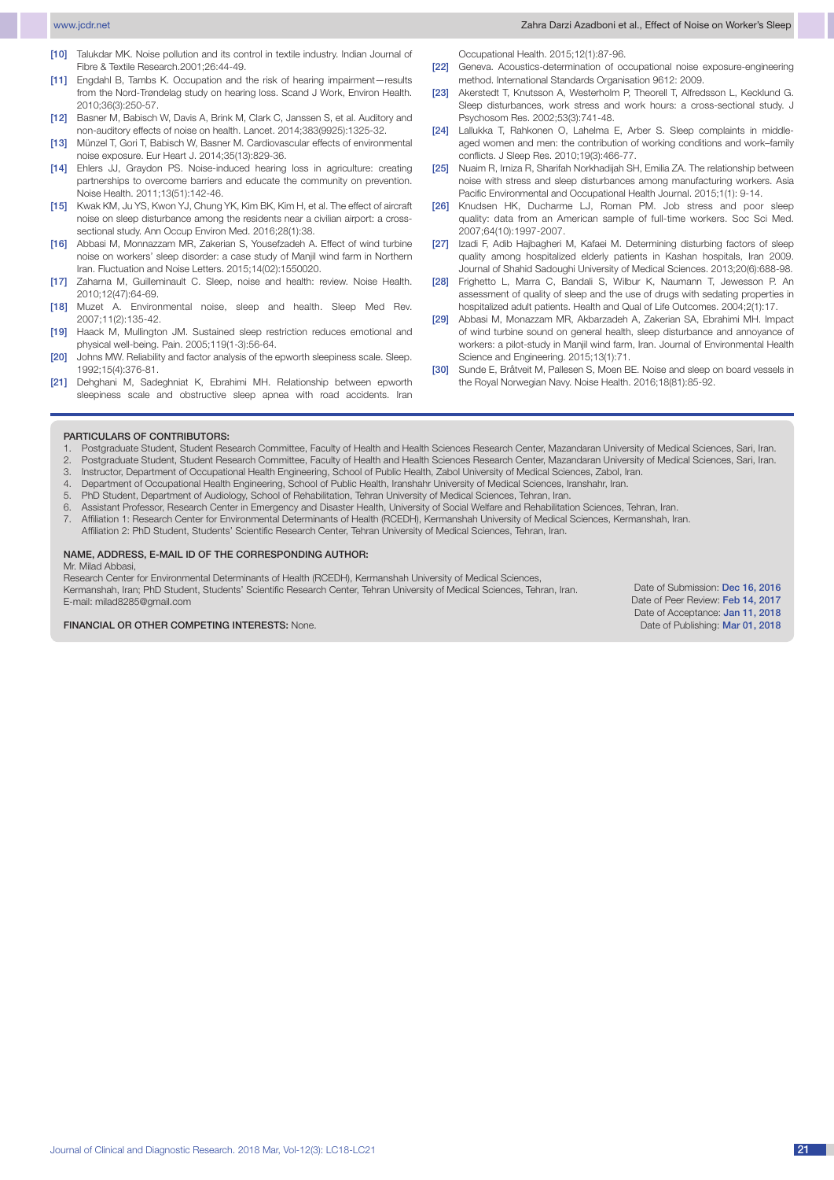[10] Talukdar MK. Noise pollution and its control in textile industry. Indian Journal of Fibre & Textile Research.2001;26:44-49.

[11] Engdahl B, Tambs K. Occupation and the risk of hearing impairment—results from the Nord-Trøndelag study on hearing loss. Scand J Work, Environ Health. 2010;36(3):250-57.

[12] Basner M, Babisch W, Davis A, Brink M, Clark C, Janssen S, et al. Auditory and non-auditory effects of noise on health. Lancet. 2014;383(9925):1325-32.

[13] Münzel T, Gori T, Babisch W, Basner M. Cardiovascular effects of environmental noise exposure. Eur Heart J. 2014;35(13):829-36.

[14] Ehlers JJ, Graydon PS. Noise-induced hearing loss in agriculture: creating partnerships to overcome barriers and educate the community on prevention. Noise Health. 2011;13(51):142-46.

[15] Kwak KM, Ju YS, Kwon YJ, Chung YK, Kim BK, Kim H, et al. The effect of aircraft noise on sleep disturbance among the residents near a civilian airport: a cross-sectional study. Ann Occup Environ Med. 2016;28(1):38.

[16] Abbasi M, Monnazzam MR, Zakerian S, Yousefzadeh A. Effect of wind turbine noise on workers' sleep disorder: a case study of Manjil wind farm in Northern Iran. Fluctuation and Noise Letters. 2015;14(02):1550020.

[17] Zaharna M, Guilleminault C. Sleep, noise and health: review. Noise Health. 2010;12(47):64-69.

[18] Muzet A. Environmental noise, sleep and health. Sleep Med Rev. 2007;11(2):135-42.

[19] Haack M, Mullington JM. Sustained sleep restriction reduces emotional and physical well-being. Pain. 2005;119(1-3):56-64.

[20] Johns MW. Reliability and factor analysis of the epworth sleepiness scale. Sleep. 1992;15(4):376-81.

[21] Dehghani M, Sadeghniat K, Ebrahimi MH. Relationship between epworth sleepiness scale and obstructive sleep apnea with road accidents. Iran Occupational Health. 2015;12(1):87-96.

[22] Geneva. Acoustics-determination of occupational noise exposure-engineering method. International Standards Organisation 9612: 2009.

[23] Akerstedt T, Knutsson A, Westerholm P, Theorell T, Alfredsson L, Kecklund G. Sleep disturbances, work stress and work hours: a cross-sectional study. J Psychosom Res. 2002;53(3):741-48.

[24] Lallukka T, Rahkonen O, Lahelma E, Arber S. Sleep complaints in middle-aged women and men: the contribution of working conditions and work–family conflicts. J Sleep Res. 2010;19(3):466-77.

[25] Nuaim R, Irniza R, Sharifah Norkhadijah SH, Emilia ZA. The relationship between noise with stress and sleep disturbances among manufacturing workers. Asia Pacific Environmental and Occupational Health Journal. 2015;1(1): 9-14.

[26] Knudsen HK, Ducharme LJ, Roman PM. Job stress and poor sleep quality: data from an American sample of full-time workers. Soc Sci Med. 2007;64(10):1997-2007.

[27] Izadi F, Adib Hajbagheri M, Kafaei M. Determining disturbing factors of sleep quality among hospitalized elderly patients in Kashan hospitals, Iran 2009. Journal of Shahid Sadoughi University of Medical Sciences. 2013;20(6):688-98.

[28] Frighetto L, Marra C, Bandali S, Wilbur K, Naumann T, Jewesson P. An assessment of quality of sleep and the use of drugs with sedating properties in hospitalized adult patients. Health and Qual of Life Outcomes. 2004;2(1):17.

[29] Abbasi M, Monazzam MR, Akbarzadeh A, Zakerian SA, Ebrahimi MH. Impact of wind turbine sound on general health, sleep disturbance and annoyance of workers: a pilot-study in Manjil wind farm, Iran. Journal of Environmental Health Science and Engineering. 2015;13(1):71.

[30] Sunde E, Bråtveit M, Pallesen S, Moen BE. Noise and sleep on board vessels in the Royal Norwegian Navy. Noise Health. 2016;18(81):85-92.

**PARTICULARS OF CONTRIBUTORS:**

1. Postgraduate Student, Student Research Committee, Faculty of Health and Health Sciences Research Center, Mazandaran University of Medical Sciences, Sari, Iran.
2. Postgraduate Student, Student Research Committee, Faculty of Health and Health Sciences Research Center, Mazandaran University of Medical Sciences, Sari, Iran.
3. Instructor, Department of Occupational Health Engineering, School of Public Health, Zabol University of Medical Sciences, Zabol, Iran.
4. Department of Occupational Health Engineering, School of Public Health, Iranshahr University of Medical Sciences, Iranshahr, Iran.
5. PhD Student, Department of Audiology, School of Rehabilitation, Tehran University of Medical Sciences, Tehran, Iran.
6. Assistant Professor, Research Center in Emergency and Disaster Health, University of Social Welfare and Rehabilitation Sciences, Tehran, Iran.
7. Affiliation 1: Research Center for Environmental Determinants of Health (RCEDH), Kermanshah University of Medical Sciences, Kermanshah, Iran.
   Affiliation 2: PhD Student, Students' Scientific Research Center, Tehran University of Medical Sciences, Tehran, Iran.

**NAME, ADDRESS, E-MAIL ID OF THE CORRESPONDING AUTHOR:**

Mr. Milad Abbasi,
Research Center for Environmental Determinants of Health (RCEDH), Kermanshah University of Medical Sciences,
Kermanshah, Iran; PhD Student, Students' Scientific Research Center, Tehran University of Medical Sciences, Tehran, Iran.
E-mail: milad8285@gmail.com

**FINANCIAL OR OTHER COMPETING INTERESTS:** None.

Date of Submission: Dec 16, 2016
Date of Peer Review: Feb 14, 2017
Date of Acceptance: Jan 11, 2018
Date of Publishing: Mar 01, 2018